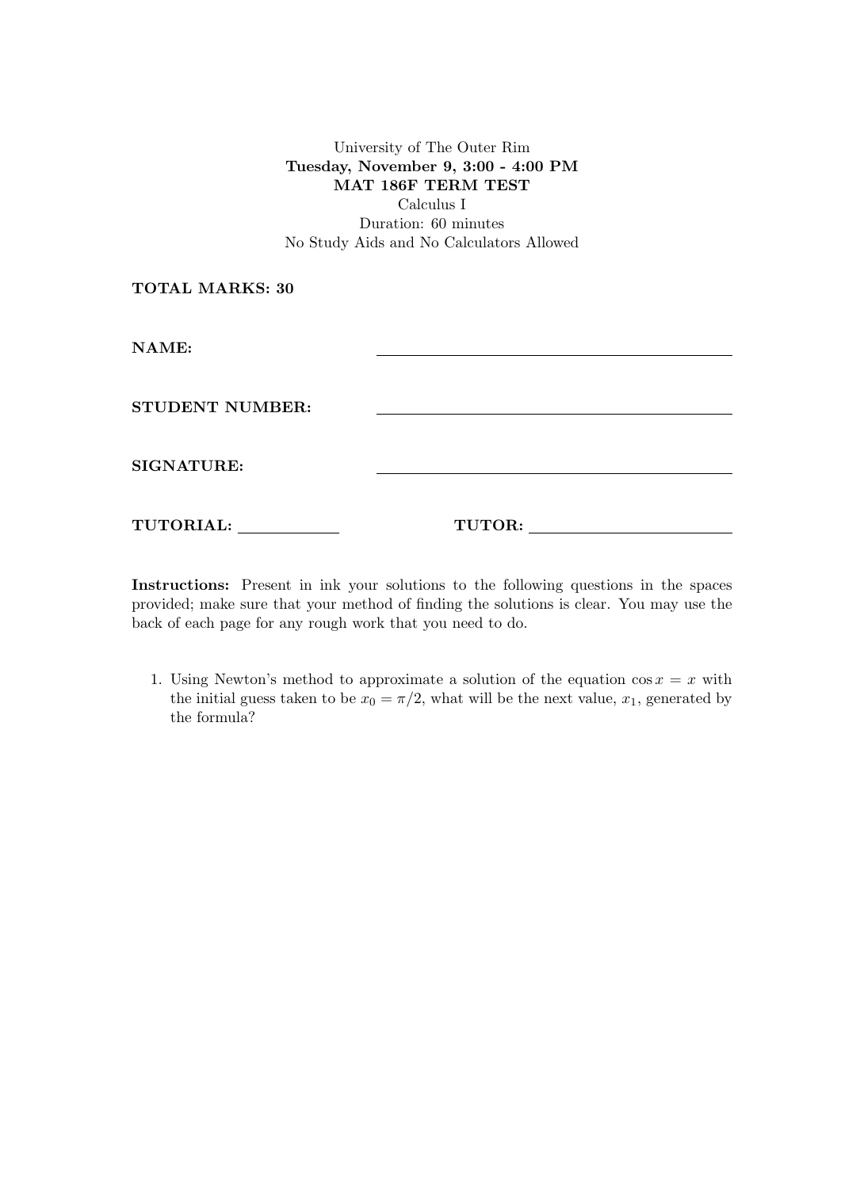University of The Outer Rim

**Tuesday, November 9, 3:00 - 4:00 PM**

**MAT 186F TERM TEST**

Calculus I

Duration: 60 minutes

No Study Aids and No Calculators Allowed

**TOTAL MARKS: 30**

**NAME:** ____________________

**STUDENT NUMBER:** ____________________

**SIGNATURE:** ____________________

**TUTORIAL:** __________ **TUTOR:** ____________________

**Instructions:** Present in ink your solutions to the following questions in the spaces provided; make sure that your method of finding the solutions is clear. You may use the back of each page for any rough work that you need to do.

1. Using Newton's method to approximate a solution of the equation $\cos x = x$ with the initial guess taken to be $x_0 = \pi/2$, what will be the next value, $x_1$, generated by the formula?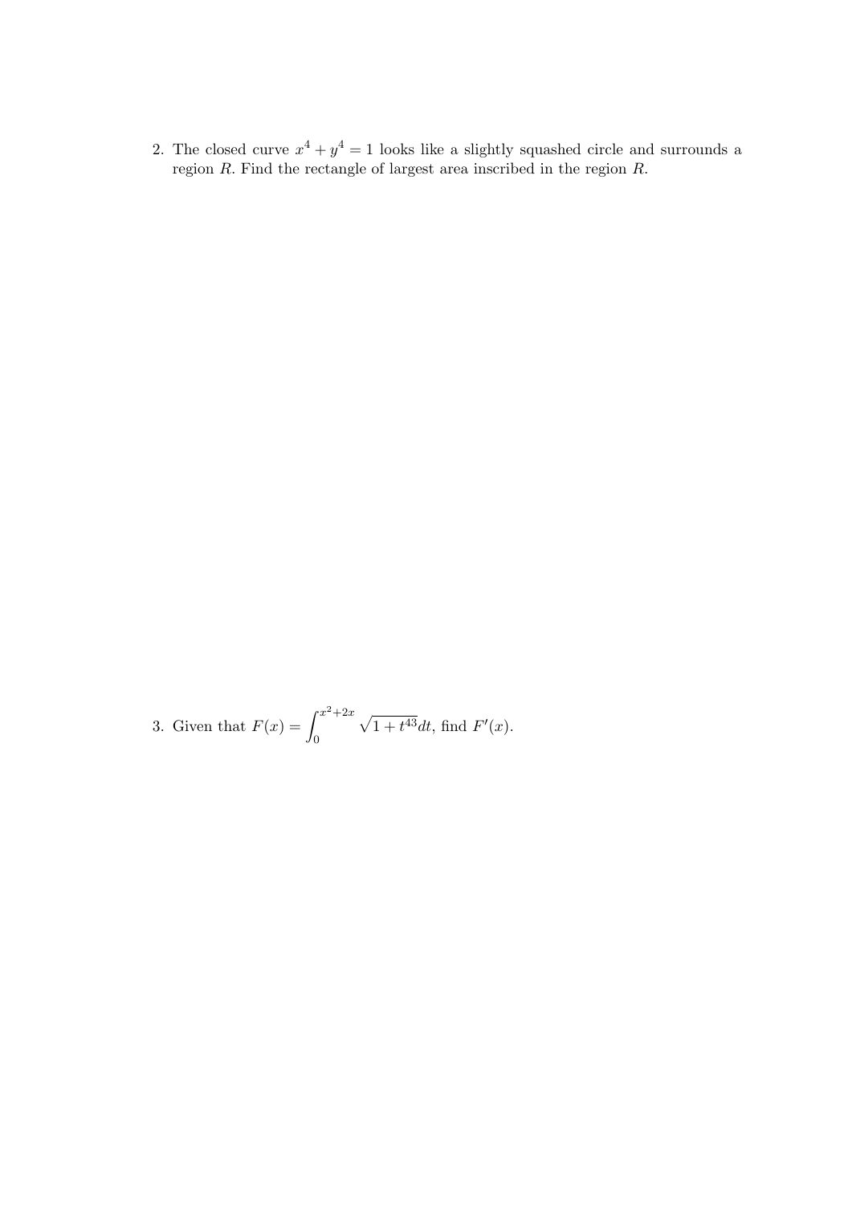2. The closed curve $x^4 + y^4 = 1$ looks like a slightly squashed circle and surrounds a region $R$. Find the rectangle of largest area inscribed in the region $R$.

3. Given that $F(x) = \int_0^{x^2+2x} \sqrt{1 + t^{43}} dt$, find $F'(x)$.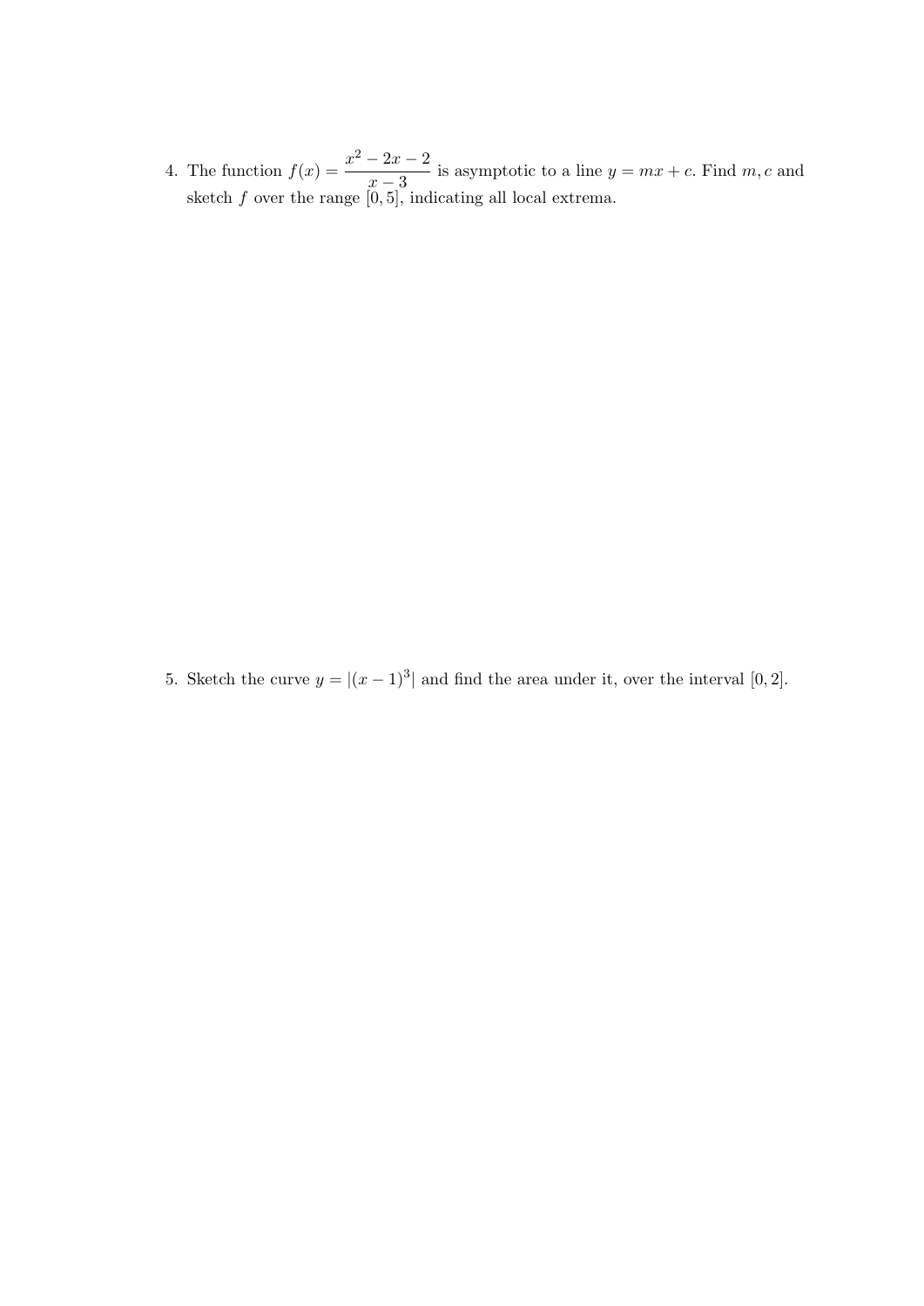4. The function $f(x) = \dfrac{x^2 - 2x - 2}{x - 3}$ is asymptotic to a line $y = mx + c$. Find $m, c$ and sketch $f$ over the range $[0, 5]$, indicating all local extrema.

5. Sketch the curve $y = |(x-1)^3|$ and find the area under it, over the interval $[0, 2]$.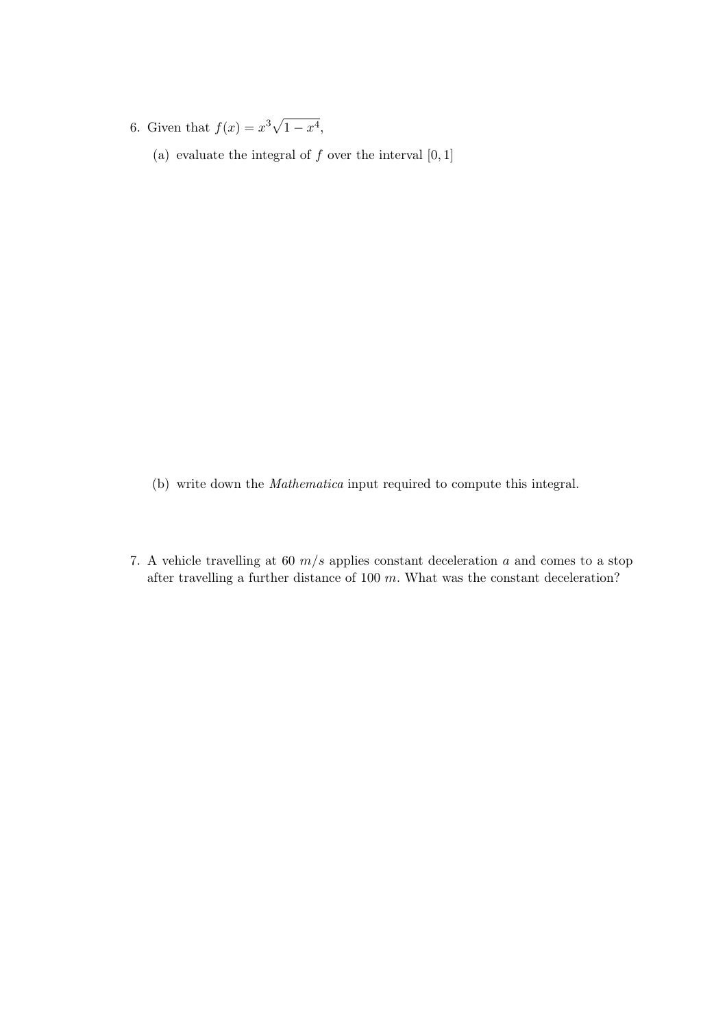6. Given that $f(x) = x^3\sqrt{1 - x^4}$,

   (a) evaluate the integral of $f$ over the interval $[0, 1]$

   (b) write down the *Mathematica* input required to compute this integral.

7. A vehicle travelling at 60 $m/s$ applies constant deceleration $a$ and comes to a stop after travelling a further distance of 100 $m$. What was the constant deceleration?